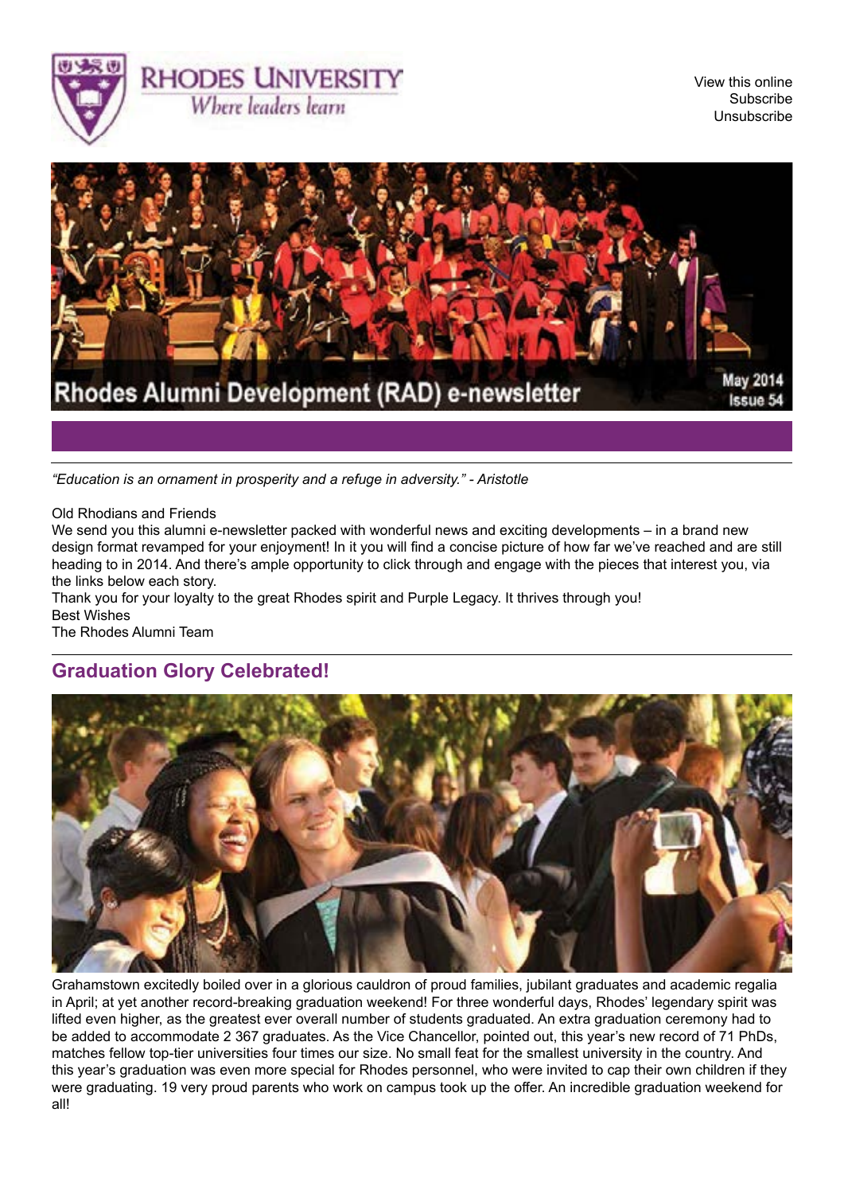RHODES UNIVERSITY
*Where leaders learn*

View this online
Subscribe
Unsubscribe

# Rhodes Alumni Development (RAD) e-newsletter

May 2014
Issue 54

---

*"Education is an ornament in prosperity and a refuge in adversity." - Aristotle*

Old Rhodians and Friends
We send you this alumni e-newsletter packed with wonderful news and exciting developments – in a brand new design format revamped for your enjoyment! In it you will find a concise picture of how far we've reached and are still heading to in 2014. And there's ample opportunity to click through and engage with the pieces that interest you, via the links below each story.
Thank you for your loyalty to the great Rhodes spirit and Purple Legacy. It thrives through you!
Best Wishes
The Rhodes Alumni Team

---

## Graduation Glory Celebrated!

Grahamstown excitedly boiled over in a glorious cauldron of proud families, jubilant graduates and academic regalia in April; at yet another record-breaking graduation weekend! For three wonderful days, Rhodes' legendary spirit was lifted even higher, as the greatest ever overall number of students graduated. An extra graduation ceremony had to be added to accommodate 2 367 graduates. As the Vice Chancellor, pointed out, this year's new record of 71 PhDs, matches fellow top-tier universities four times our size. No small feat for the smallest university in the country. And this year's graduation was even more special for Rhodes personnel, who were invited to cap their own children if they were graduating. 19 very proud parents who work on campus took up the offer. An incredible graduation weekend for all!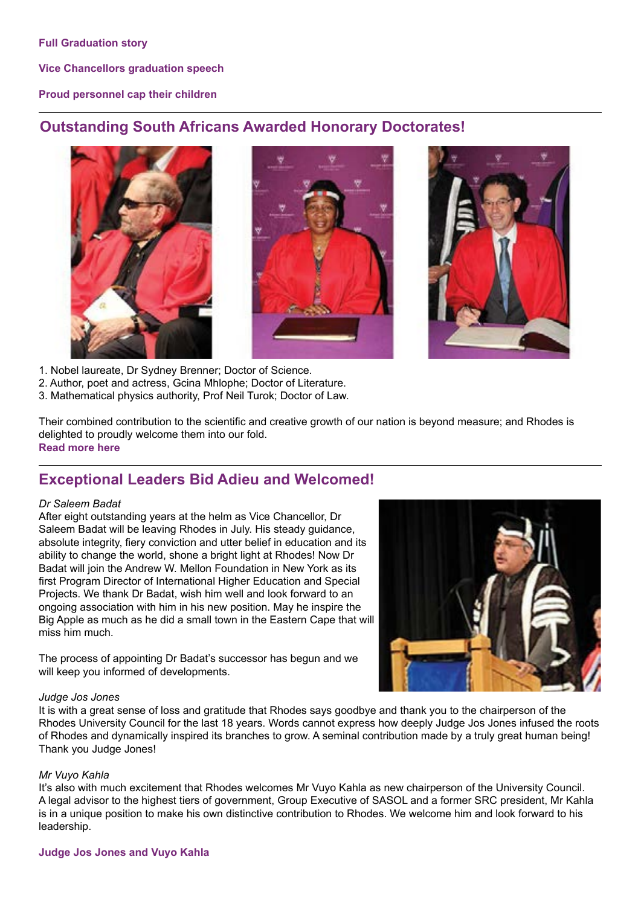**Full Graduation story**

**Vice Chancellors graduation speech**

**Proud personnel cap their children**

## Outstanding South Africans Awarded Honorary Doctorates!

1. Nobel laureate, Dr Sydney Brenner; Doctor of Science.
2. Author, poet and actress, Gcina Mhlophe; Doctor of Literature.
3. Mathematical physics authority, Prof Neil Turok; Doctor of Law.

Their combined contribution to the scientific and creative growth of our nation is beyond measure; and Rhodes is delighted to proudly welcome them into our fold.

**Read more here**

## Exceptional Leaders Bid Adieu and Welcomed!

*Dr Saleem Badat*

After eight outstanding years at the helm as Vice Chancellor, Dr Saleem Badat will be leaving Rhodes in July. His steady guidance, absolute integrity, fiery conviction and utter belief in education and its ability to change the world, shone a bright light at Rhodes! Now Dr Badat will join the Andrew W. Mellon Foundation in New York as its first Program Director of International Higher Education and Special Projects. We thank Dr Badat, wish him well and look forward to an ongoing association with him in his new position. May he inspire the Big Apple as much as he did a small town in the Eastern Cape that will miss him much.

The process of appointing Dr Badat's successor has begun and we will keep you informed of developments.

*Judge Jos Jones*

It is with a great sense of loss and gratitude that Rhodes says goodbye and thank you to the chairperson of the Rhodes University Council for the last 18 years. Words cannot express how deeply Judge Jos Jones infused the roots of Rhodes and dynamically inspired its branches to grow. A seminal contribution made by a truly great human being! Thank you Judge Jones!

*Mr Vuyo Kahla*

It's also with much excitement that Rhodes welcomes Mr Vuyo Kahla as new chairperson of the University Council. A legal advisor to the highest tiers of government, Group Executive of SASOL and a former SRC president, Mr Kahla is in a unique position to make his own distinctive contribution to Rhodes. We welcome him and look forward to his leadership.

**Judge Jos Jones and Vuyo Kahla**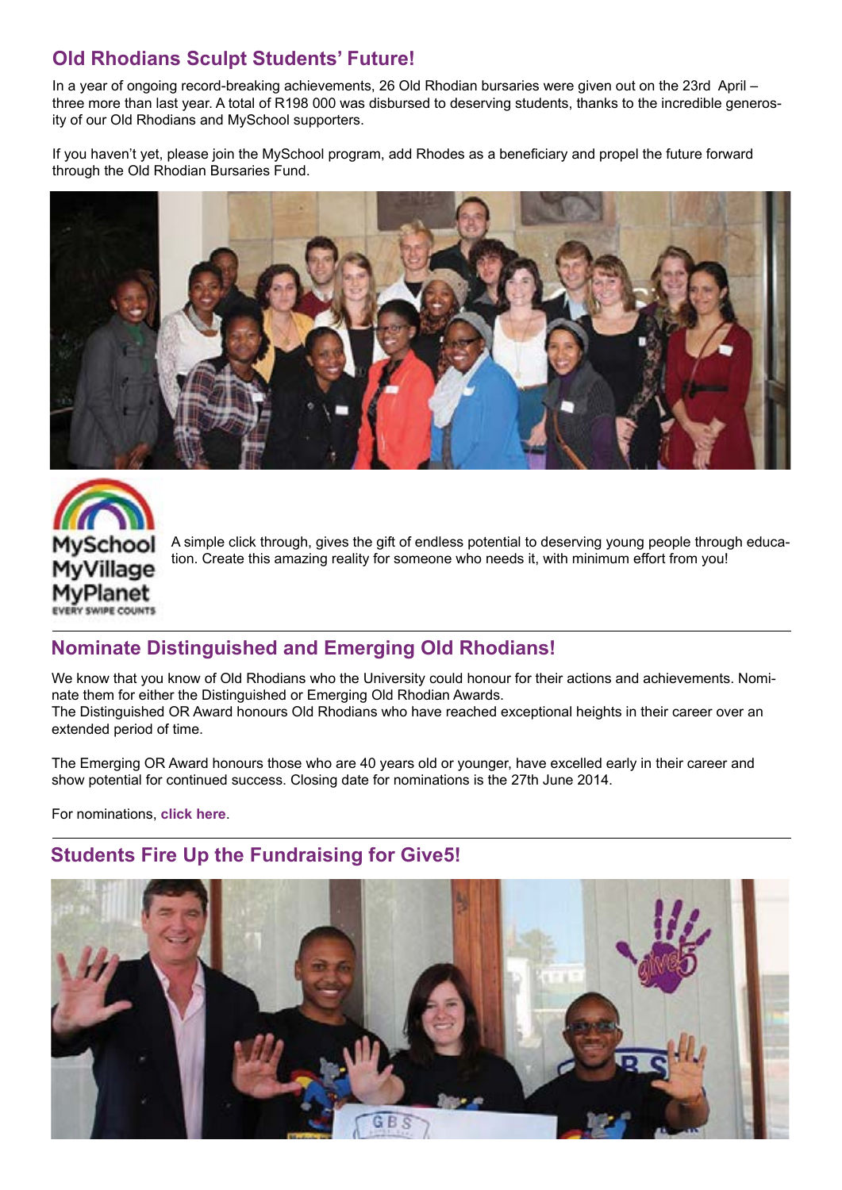## Old Rhodians Sculpt Students' Future!

In a year of ongoing record-breaking achievements, 26 Old Rhodian bursaries were given out on the 23rd April – three more than last year. A total of R198 000 was disbursed to deserving students, thanks to the incredible generosity of our Old Rhodians and MySchool supporters.

If you haven't yet, please join the MySchool program, add Rhodes as a beneficiary and propel the future forward through the Old Rhodian Bursaries Fund.

A simple click through, gives the gift of endless potential to deserving young people through education. Create this amazing reality for someone who needs it, with minimum effort from you!

## Nominate Distinguished and Emerging Old Rhodians!

We know that you know of Old Rhodians who the University could honour for their actions and achievements. Nominate them for either the Distinguished or Emerging Old Rhodian Awards.
The Distinguished OR Award honours Old Rhodians who have reached exceptional heights in their career over an extended period of time.

The Emerging OR Award honours those who are 40 years old or younger, have excelled early in their career and show potential for continued success. Closing date for nominations is the 27th June 2014.

For nominations, **click here**.

## Students Fire Up the Fundraising for Give5!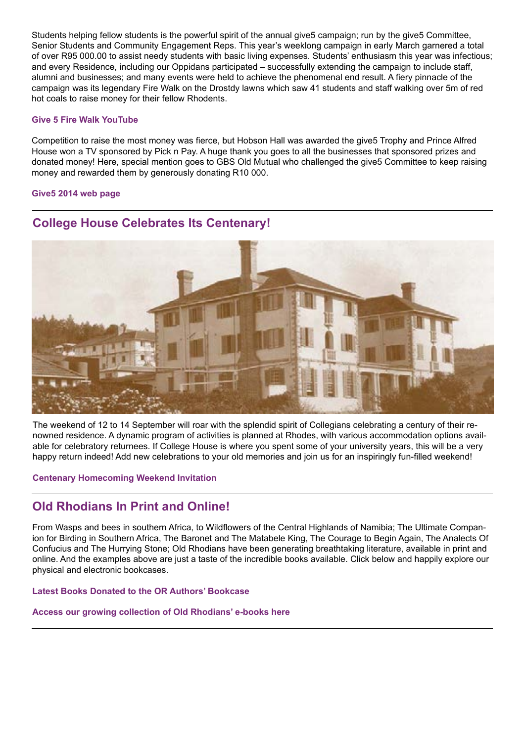Students helping fellow students is the powerful spirit of the annual give5 campaign; run by the give5 Committee, Senior Students and Community Engagement Reps. This year's weeklong campaign in early March garnered a total of over R95 000.00 to assist needy students with basic living expenses. Students' enthusiasm this year was infectious; and every Residence, including our Oppidans participated – successfully extending the campaign to include staff, alumni and businesses; and many events were held to achieve the phenomenal end result. A fiery pinnacle of the campaign was its legendary Fire Walk on the Drostdy lawns which saw 41 students and staff walking over 5m of red hot coals to raise money for their fellow Rhodents.

**Give 5 Fire Walk YouTube**

Competition to raise the most money was fierce, but Hobson Hall was awarded the give5 Trophy and Prince Alfred House won a TV sponsored by Pick n Pay. A huge thank you goes to all the businesses that sponsored prizes and donated money! Here, special mention goes to GBS Old Mutual who challenged the give5 Committee to keep raising money and rewarded them by generously donating R10 000.

**Give5 2014 web page**

---

## College House Celebrates Its Centenary!

The weekend of 12 to 14 September will roar with the splendid spirit of Collegians celebrating a century of their renowned residence. A dynamic program of activities is planned at Rhodes, with various accommodation options available for celebratory returnees. If College House is where you spent some of your university years, this will be a very happy return indeed! Add new celebrations to your old memories and join us for an inspiringly fun-filled weekend!

**Centenary Homecoming Weekend Invitation**

---

## Old Rhodians In Print and Online!

From Wasps and bees in southern Africa, to Wildflowers of the Central Highlands of Namibia; The Ultimate Companion for Birding in Southern Africa, The Baronet and The Matabele King, The Courage to Begin Again, The Analects Of Confucius and The Hurrying Stone; Old Rhodians have been generating breathtaking literature, available in print and online. And the examples above are just a taste of the incredible books available. Click below and happily explore our physical and electronic bookcases.

**Latest Books Donated to the OR Authors' Bookcase**

**Access our growing collection of Old Rhodians' e-books here**

---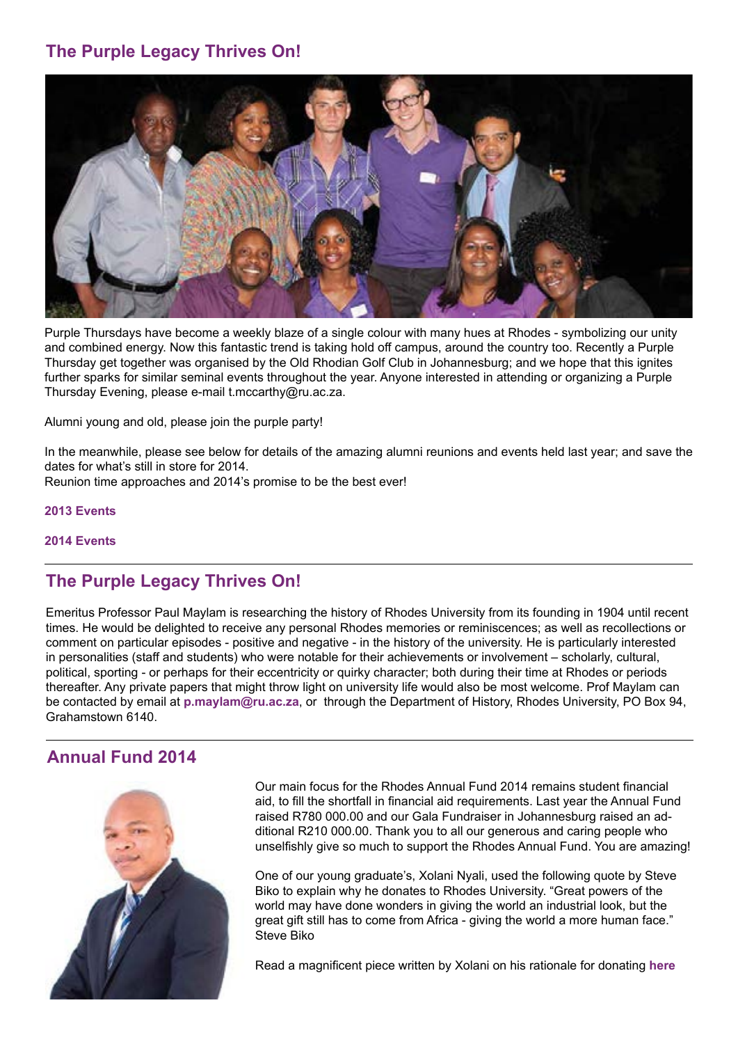## The Purple Legacy Thrives On!

Purple Thursdays have become a weekly blaze of a single colour with many hues at Rhodes - symbolizing our unity and combined energy. Now this fantastic trend is taking hold off campus, around the country too. Recently a Purple Thursday get together was organised by the Old Rhodian Golf Club in Johannesburg; and we hope that this ignites further sparks for similar seminal events throughout the year. Anyone interested in attending or organizing a Purple Thursday Evening, please e-mail t.mccarthy@ru.ac.za.

Alumni young and old, please join the purple party!

In the meanwhile, please see below for details of the amazing alumni reunions and events held last year; and save the dates for what's still in store for 2014.
Reunion time approaches and 2014's promise to be the best ever!

**2013 Events**

**2014 Events**

---

## The Purple Legacy Thrives On!

Emeritus Professor Paul Maylam is researching the history of Rhodes University from its founding in 1904 until recent times. He would be delighted to receive any personal Rhodes memories or reminiscences; as well as recollections or comment on particular episodes - positive and negative - in the history of the university. He is particularly interested in personalities (staff and students) who were notable for their achievements or involvement – scholarly, cultural, political, sporting - or perhaps for their eccentricity or quirky character; both during their time at Rhodes or periods thereafter. Any private papers that might throw light on university life would also be most welcome. Prof Maylam can be contacted by email at **p.maylam@ru.ac.za**, or through the Department of History, Rhodes University, PO Box 94, Grahamstown 6140.

---

## Annual Fund 2014

Our main focus for the Rhodes Annual Fund 2014 remains student financial aid, to fill the shortfall in financial aid requirements. Last year the Annual Fund raised R780 000.00 and our Gala Fundraiser in Johannesburg raised an additional R210 000.00. Thank you to all our generous and caring people who unselfishly give so much to support the Rhodes Annual Fund. You are amazing!

One of our young graduate's, Xolani Nyali, used the following quote by Steve Biko to explain why he donates to Rhodes University. "Great powers of the world may have done wonders in giving the world an industrial look, but the great gift still has to come from Africa - giving the world a more human face." Steve Biko

Read a magnificent piece written by Xolani on his rationale for donating **here**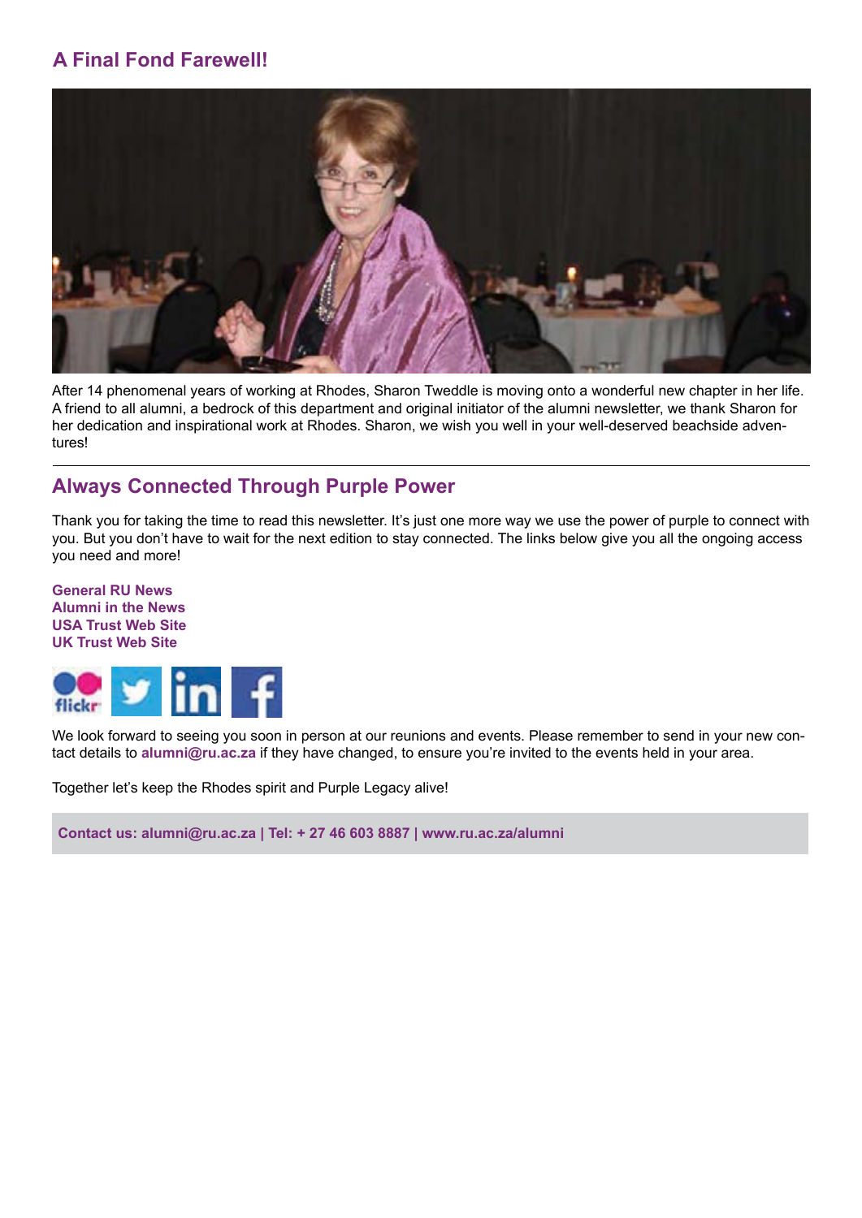## A Final Fond Farewell!

After 14 phenomenal years of working at Rhodes, Sharon Tweddle is moving onto a wonderful new chapter in her life. A friend to all alumni, a bedrock of this department and original initiator of the alumni newsletter, we thank Sharon for her dedication and inspirational work at Rhodes. Sharon, we wish you well in your well-deserved beachside adventures!

---

## Always Connected Through Purple Power

Thank you for taking the time to read this newsletter. It's just one more way we use the power of purple to connect with you. But you don't have to wait for the next edition to stay connected. The links below give you all the ongoing access you need and more!

**General RU News**
**Alumni in the News**
**USA Trust Web Site**
**UK Trust Web Site**

We look forward to seeing you soon in person at our reunions and events. Please remember to send in your new contact details to **alumni@ru.ac.za** if they have changed, to ensure you're invited to the events held in your area.

Together let's keep the Rhodes spirit and Purple Legacy alive!

**Contact us: alumni@ru.ac.za | Tel: + 27 46 603 8887 | www.ru.ac.za/alumni**